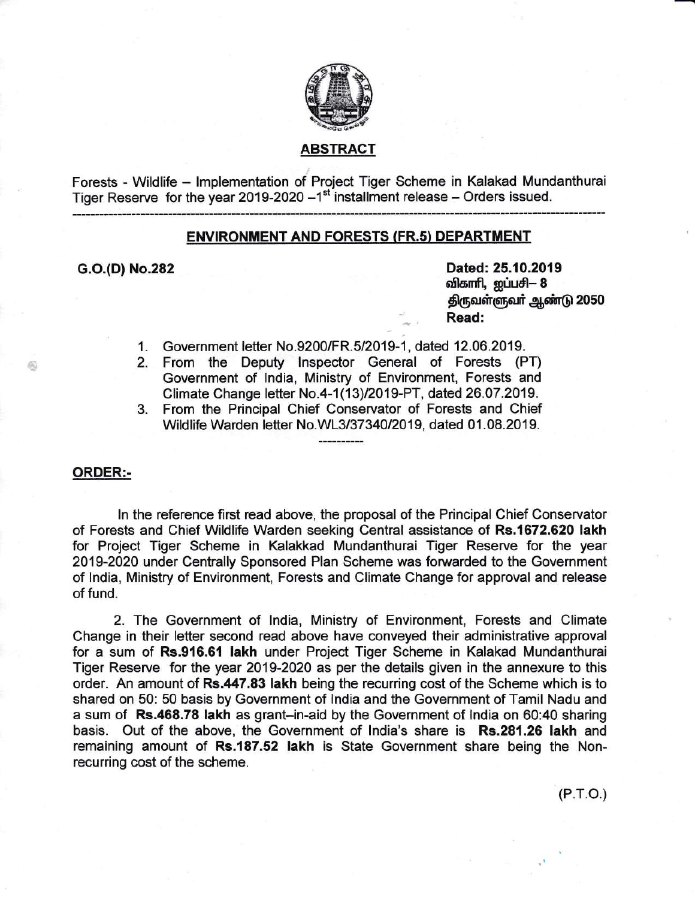## ABSTRACT

Forests - Wildlife – Implementation of Project Tiger Scheme in Kalakad Mundanthurai Tiger Reserve for the year 2019-2020 –1st installment release – Orders issued.

---

## ENVIRONMENT AND FORESTS (FR.5) DEPARTMENT

**G.O.(D) No.282**

**Dated: 25.10.2019**
**விகாரி, ஐப்பசி– 8**
**திருவள்ளுவர் ஆண்டு 2050**
**Read:**

1. Government letter No.9200/FR.5/2019-1, dated 12.06.2019.
2. From the Deputy Inspector General of Forests (PT) Government of India, Ministry of Environment, Forests and Climate Change letter No.4-1(13)/2019-PT, dated 26.07.2019.
3. From the Principal Chief Conservator of Forests and Chief Wildlife Warden letter No.WL3/37340/2019, dated 01.08.2019.

---

**ORDER:-**

In the reference first read above, the proposal of the Principal Chief Conservator of Forests and Chief Wildlife Warden seeking Central assistance of **Rs.1672.620 lakh** for Project Tiger Scheme in Kalakkad Mundanthurai Tiger Reserve for the year 2019-2020 under Centrally Sponsored Plan Scheme was forwarded to the Government of India, Ministry of Environment, Forests and Climate Change for approval and release of fund.

2. The Government of India, Ministry of Environment, Forests and Climate Change in their letter second read above have conveyed their administrative approval for a sum of **Rs.916.61 lakh** under Project Tiger Scheme in Kalakad Mundanthurai Tiger Reserve for the year 2019-2020 as per the details given in the annexure to this order. An amount of **Rs.447.83 lakh** being the recurring cost of the Scheme which is to shared on 50: 50 basis by Government of India and the Government of Tamil Nadu and a sum of **Rs.468.78 lakh** as grant–in-aid by the Government of India on 60:40 sharing basis. Out of the above, the Government of India's share is **Rs.281.26 lakh** and remaining amount of **Rs.187.52 lakh** is State Government share being the Non-recurring cost of the scheme.

(P.T.O.)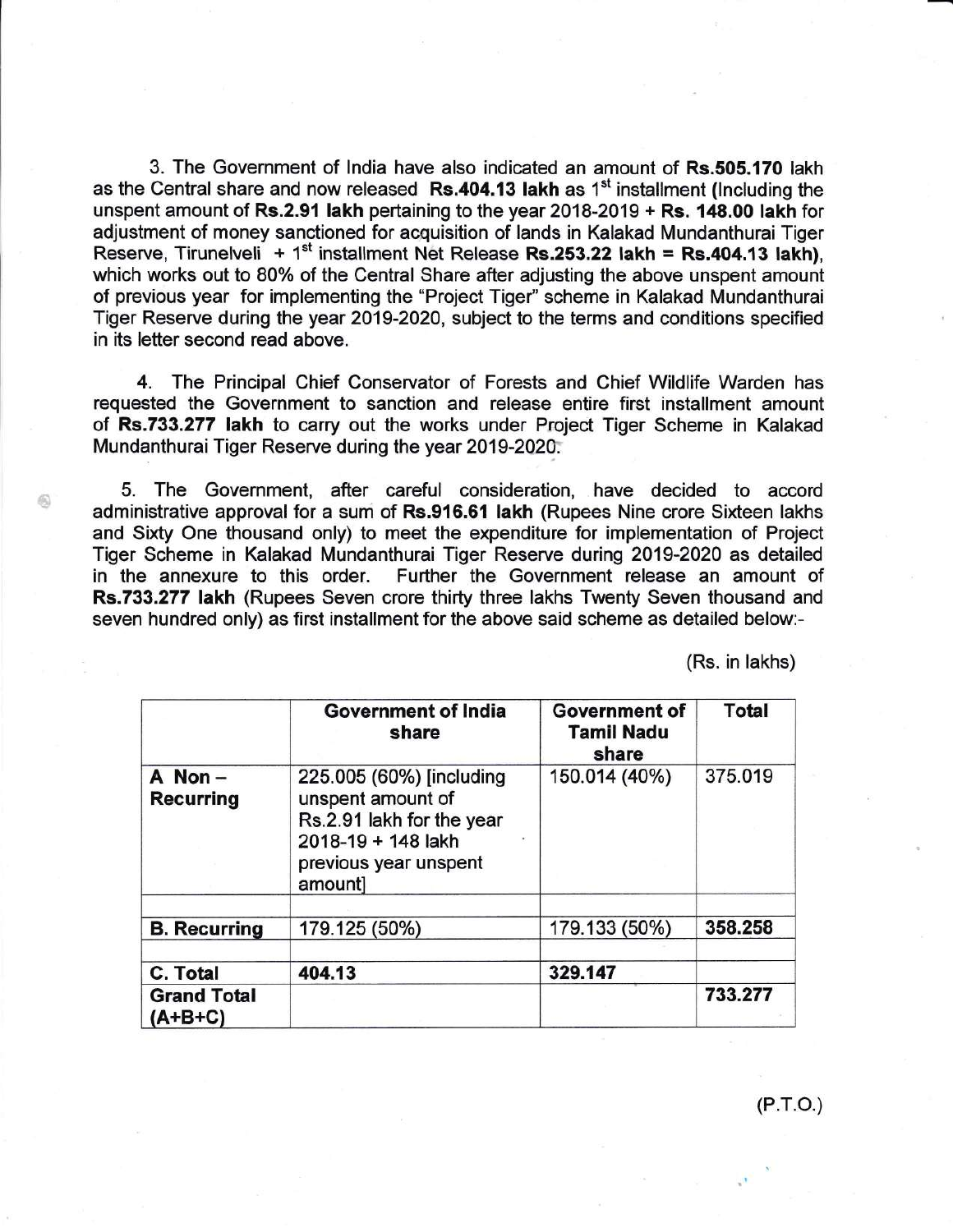3. The Government of India have also indicated an amount of **Rs.505.170** lakh as the Central share and now released **Rs.404.13 lakh** as 1st installment (Including the unspent amount of **Rs.2.91 lakh** pertaining to the year 2018-2019 + **Rs. 148.00 lakh** for adjustment of money sanctioned for acquisition of lands in Kalakad Mundanthurai Tiger Reserve, Tirunelveli + 1st installment Net Release **Rs.253.22 lakh = Rs.404.13 lakh)**, which works out to 80% of the Central Share after adjusting the above unspent amount of previous year for implementing the "Project Tiger" scheme in Kalakad Mundanthurai Tiger Reserve during the year 2019-2020, subject to the terms and conditions specified in its letter second read above.

4. The Principal Chief Conservator of Forests and Chief Wildlife Warden has requested the Government to sanction and release entire first installment amount of **Rs.733.277 lakh** to carry out the works under Project Tiger Scheme in Kalakad Mundanthurai Tiger Reserve during the year 2019-2020.

5. The Government, after careful consideration, have decided to accord administrative approval for a sum of **Rs.916.61 lakh** (Rupees Nine crore Sixteen lakhs and Sixty One thousand only) to meet the expenditure for implementation of Project Tiger Scheme in Kalakad Mundanthurai Tiger Reserve during 2019-2020 as detailed in the annexure to this order. Further the Government release an amount of **Rs.733.277 lakh** (Rupees Seven crore thirty three lakhs Twenty Seven thousand and seven hundred only) as first installment for the above said scheme as detailed below:-

(Rs. in lakhs)

| | Government of India share | Government of Tamil Nadu share | Total |
|---|---|---|---|
| **A Non – Recurring** | 225.005 (60%) [including unspent amount of Rs.2.91 lakh for the year 2018-19 + 148 lakh previous year unspent amount] | 150.014 (40%) | 375.019 |
| **B. Recurring** | 179.125 (50%) | 179.133 (50%) | **358.258** |
| **C. Total** | **404.13** | **329.147** | |
| **Grand Total (A+B+C)** | | | **733.277** |

(P.T.O.)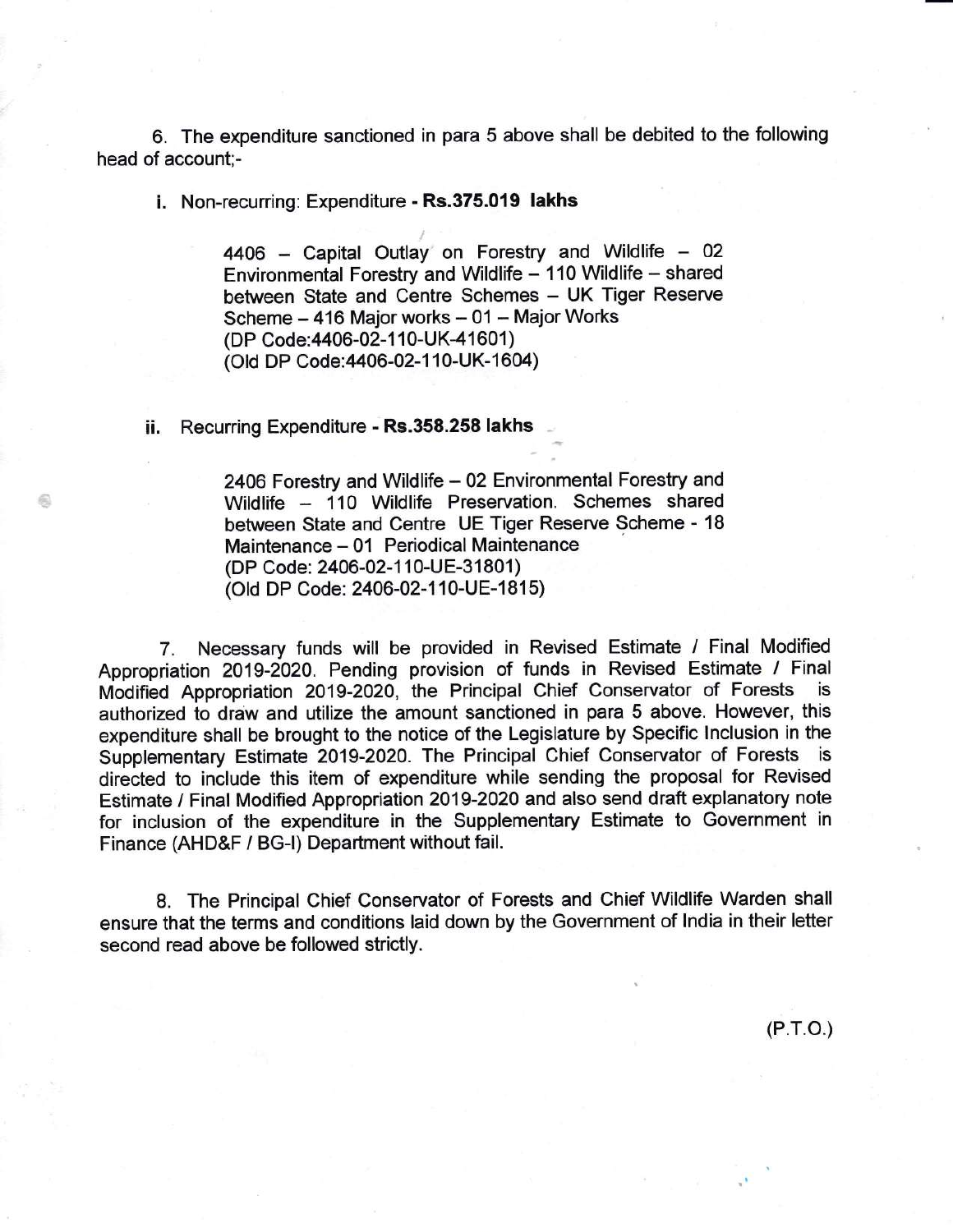6. The expenditure sanctioned in para 5 above shall be debited to the following head of account;-

i. Non-recurring: Expenditure - **Rs.375.019 lakhs**

> 4406 – Capital Outlay on Forestry and Wildlife – 02 Environmental Forestry and Wildlife – 110 Wildlife – shared between State and Centre Schemes – UK Tiger Reserve Scheme – 416 Major works – 01 – Major Works
> (DP Code:4406-02-110-UK-41601)
> (Old DP Code:4406-02-110-UK-1604)

ii. Recurring Expenditure - **Rs.358.258 lakhs**

> 2406 Forestry and Wildlife – 02 Environmental Forestry and Wildlife – 110 Wildlife Preservation. Schemes shared between State and Centre UE Tiger Reserve Scheme - 18 Maintenance – 01 Periodical Maintenance
> (DP Code: 2406-02-110-UE-31801)
> (Old DP Code: 2406-02-110-UE-1815)

7. Necessary funds will be provided in Revised Estimate / Final Modified Appropriation 2019-2020. Pending provision of funds in Revised Estimate / Final Modified Appropriation 2019-2020, the Principal Chief Conservator of Forests is authorized to draw and utilize the amount sanctioned in para 5 above. However, this expenditure shall be brought to the notice of the Legislature by Specific Inclusion in the Supplementary Estimate 2019-2020. The Principal Chief Conservator of Forests is directed to include this item of expenditure while sending the proposal for Revised Estimate / Final Modified Appropriation 2019-2020 and also send draft explanatory note for inclusion of the expenditure in the Supplementary Estimate to Government in Finance (AHD&F / BG-I) Department without fail.

8. The Principal Chief Conservator of Forests and Chief Wildlife Warden shall ensure that the terms and conditions laid down by the Government of India in their letter second read above be followed strictly.

(P.T.O.)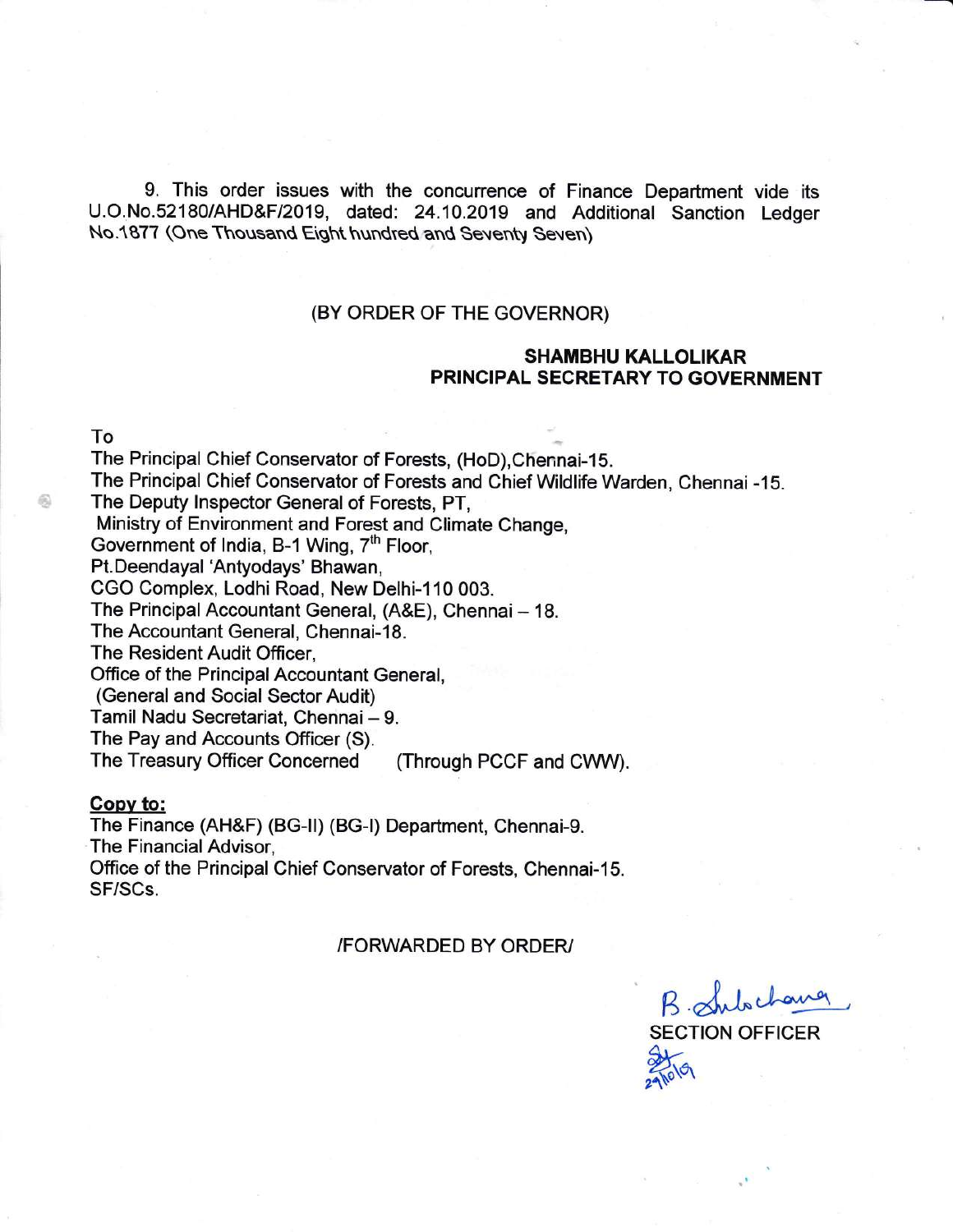9. This order issues with the concurrence of Finance Department vide its U.O.No.52180/AHD&F/2019, dated: 24.10.2019 and Additional Sanction Ledger No.1877 (One Thousand Eight hundred and Seventy Seven)

(BY ORDER OF THE GOVERNOR)

**SHAMBHU KALLOLIKAR**
**PRINCIPAL SECRETARY TO GOVERNMENT**

To
The Principal Chief Conservator of Forests, (HoD),Chennai-15.
The Principal Chief Conservator of Forests and Chief Wildlife Warden, Chennai -15.
The Deputy Inspector General of Forests, PT,
Ministry of Environment and Forest and Climate Change,
Government of India, B-1 Wing, 7th Floor,
Pt.Deendayal 'Antyodays' Bhawan,
CGO Complex, Lodhi Road, New Delhi-110 003.
The Principal Accountant General, (A&E), Chennai – 18.
The Accountant General, Chennai-18.
The Resident Audit Officer,
Office of the Principal Accountant General,
(General and Social Sector Audit)
Tamil Nadu Secretariat, Chennai – 9.
The Pay and Accounts Officer (S).
The Treasury Officer Concerned (Through PCCF and CWW).

**Copy to:**
The Finance (AH&F) (BG-II) (BG-I) Department, Chennai-9.
The Financial Advisor,
Office of the Principal Chief Conservator of Forests, Chennai-15.
SF/SCs.

/FORWARDED BY ORDER/

B. Sulochana
SECTION OFFICER
29/10/19